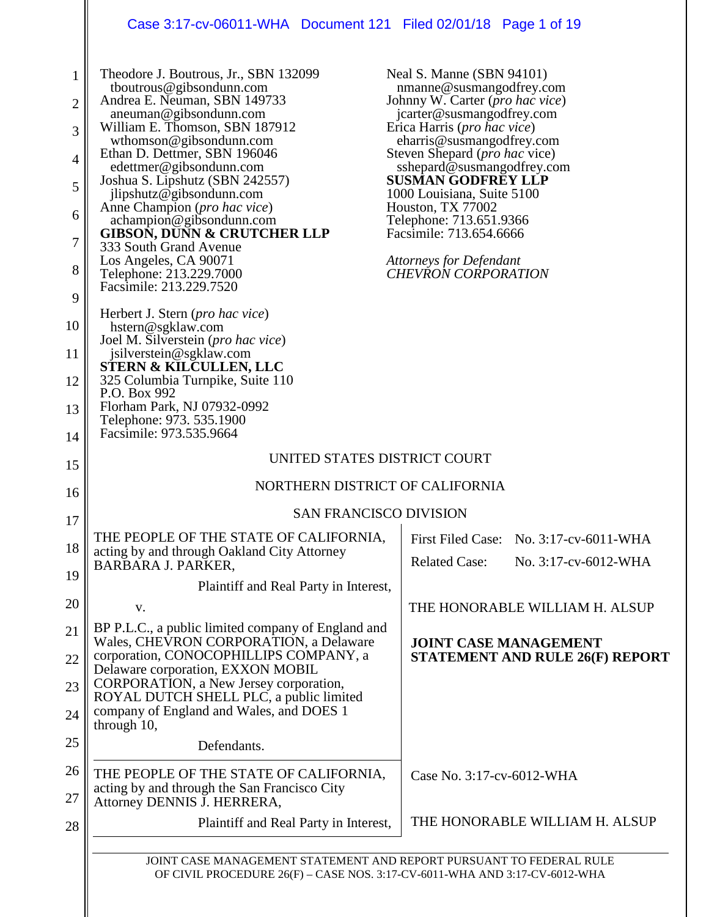Theodore J. Boutrous, Jr., SBN 132099
tboutrous@gibsondunn.com
Andrea E. Neuman, SBN 149733
aneuman@gibsondunn.com
William E. Thomson, SBN 187912
wthomson@gibsondunn.com
Ethan D. Dettmer, SBN 196046
edettmer@gibsondunn.com
Joshua S. Lipshutz (SBN 242557)
jlipshutz@gibsondunn.com
Anne Champion (*pro hac vice*)
achampion@gibsondunn.com
**GIBSON, DUNN & CRUTCHER LLP**
333 South Grand Avenue
Los Angeles, CA 90071
Telephone: 213.229.7000
Facsimile: 213.229.7520

Herbert J. Stern (*pro hac vice*)
hstern@sgklaw.com
Joel M. Silverstein (*pro hac vice*)
jsilverstein@sgklaw.com
**STERN & KILCULLEN, LLC**
325 Columbia Turnpike, Suite 110
P.O. Box 992
Florham Park, NJ 07932-0992
Telephone: 973. 535.1900
Facsimile: 973.535.9664

Neal S. Manne (SBN 94101)
nmanne@susmangodfrey.com
Johnny W. Carter (*pro hac vice*)
jcarter@susmangodfrey.com
Erica Harris (*pro hac vice*)
eharris@susmangodfrey.com
Steven Shepard (*pro hac* vice)
sshepard@susmangodfrey.com
**SUSMAN GODFREY LLP**
1000 Louisiana, Suite 5100
Houston, TX 77002
Telephone: 713.651.9366
Facsimile: 713.654.6666

*Attorneys for Defendant*
*CHEVRON CORPORATION*

UNITED STATES DISTRICT COURT

NORTHERN DISTRICT OF CALIFORNIA

SAN FRANCISCO DIVISION

THE PEOPLE OF THE STATE OF CALIFORNIA, acting by and through Oakland City Attorney BARBARA J. PARKER,

Plaintiff and Real Party in Interest,

v.

BP P.L.C., a public limited company of England and Wales, CHEVRON CORPORATION, a Delaware corporation, CONOCOPHILLIPS COMPANY, a Delaware corporation, EXXON MOBIL CORPORATION, a New Jersey corporation, ROYAL DUTCH SHELL PLC, a public limited company of England and Wales, and DOES 1 through 10,

Defendants.

First Filed Case: No. 3:17-cv-6011-WHA

Related Case: No. 3:17-cv-6012-WHA

THE HONORABLE WILLIAM H. ALSUP

**JOINT CASE MANAGEMENT STATEMENT AND RULE 26(F) REPORT**

THE PEOPLE OF THE STATE OF CALIFORNIA, acting by and through the San Francisco City Attorney DENNIS J. HERRERA,

Plaintiff and Real Party in Interest,

Case No. 3:17-cv-6012-WHA

THE HONORABLE WILLIAM H. ALSUP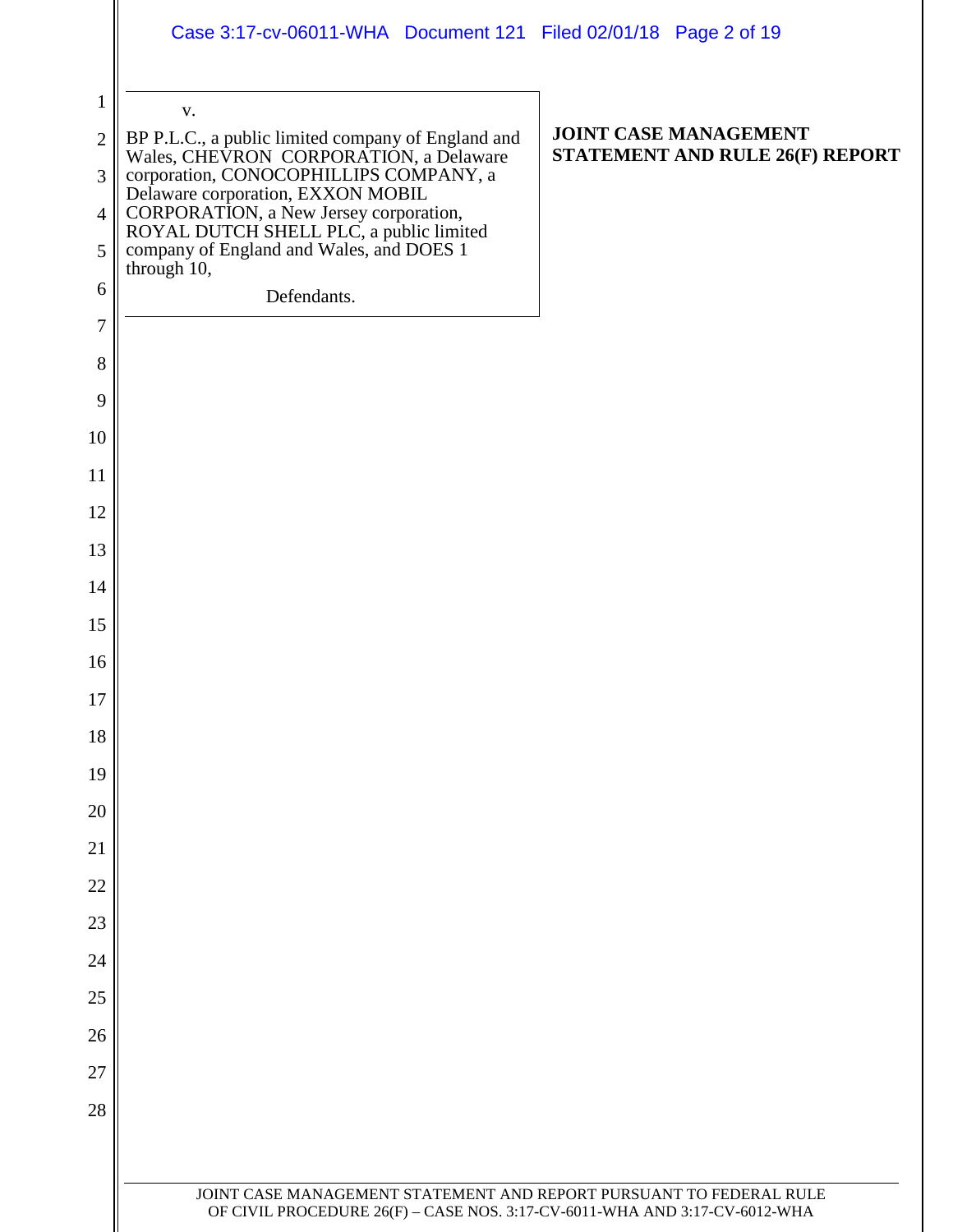v.

BP P.L.C., a public limited company of England and Wales, CHEVRON CORPORATION, a Delaware corporation, CONOCOPHILLIPS COMPANY, a Delaware corporation, EXXON MOBIL CORPORATION, a New Jersey corporation, ROYAL DUTCH SHELL PLC, a public limited company of England and Wales, and DOES 1 through 10,

Defendants.

**JOINT CASE MANAGEMENT STATEMENT AND RULE 26(F) REPORT**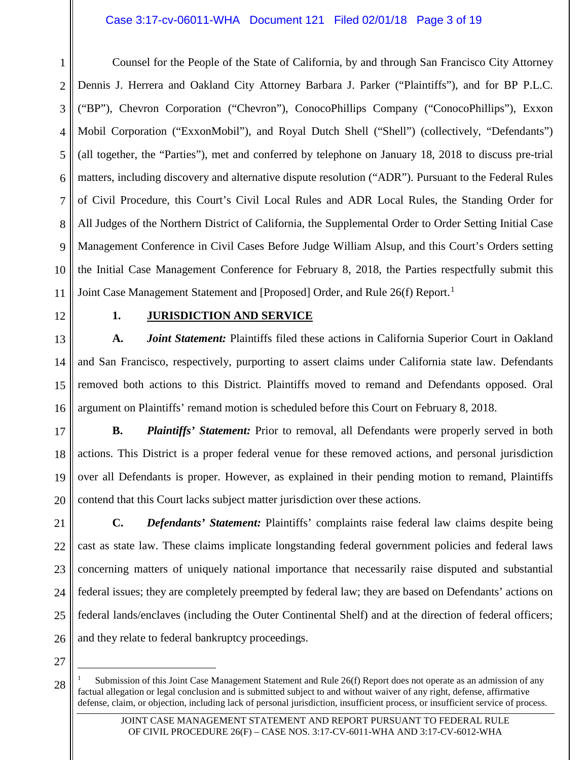Counsel for the People of the State of California, by and through San Francisco City Attorney Dennis J. Herrera and Oakland City Attorney Barbara J. Parker ("Plaintiffs"), and for BP P.L.C. ("BP"), Chevron Corporation ("Chevron"), ConocoPhillips Company ("ConocoPhillips"), Exxon Mobil Corporation ("ExxonMobil"), and Royal Dutch Shell ("Shell") (collectively, "Defendants") (all together, the "Parties"), met and conferred by telephone on January 18, 2018 to discuss pre-trial matters, including discovery and alternative dispute resolution ("ADR"). Pursuant to the Federal Rules of Civil Procedure, this Court's Civil Local Rules and ADR Local Rules, the Standing Order for All Judges of the Northern District of California, the Supplemental Order to Order Setting Initial Case Management Conference in Civil Cases Before Judge William Alsup, and this Court's Orders setting the Initial Case Management Conference for February 8, 2018, the Parties respectfully submit this Joint Case Management Statement and [Proposed] Order, and Rule 26(f) Report.[1]

## 1. JURISDICTION AND SERVICE

**A.** ***Joint Statement:*** Plaintiffs filed these actions in California Superior Court in Oakland and San Francisco, respectively, purporting to assert claims under California state law. Defendants removed both actions to this District. Plaintiffs moved to remand and Defendants opposed. Oral argument on Plaintiffs' remand motion is scheduled before this Court on February 8, 2018.

**B.** ***Plaintiffs' Statement:*** Prior to removal, all Defendants were properly served in both actions. This District is a proper federal venue for these removed actions, and personal jurisdiction over all Defendants is proper. However, as explained in their pending motion to remand, Plaintiffs contend that this Court lacks subject matter jurisdiction over these actions.

**C.** ***Defendants' Statement:*** Plaintiffs' complaints raise federal law claims despite being cast as state law. These claims implicate longstanding federal government policies and federal laws concerning matters of uniquely national importance that necessarily raise disputed and substantial federal issues; they are completely preempted by federal law; they are based on Defendants' actions on federal lands/enclaves (including the Outer Continental Shelf) and at the direction of federal officers; and they relate to federal bankruptcy proceedings.

---

[1] Submission of this Joint Case Management Statement and Rule 26(f) Report does not operate as an admission of any factual allegation or legal conclusion and is submitted subject to and without waiver of any right, defense, affirmative defense, claim, or objection, including lack of personal jurisdiction, insufficient process, or insufficient service of process.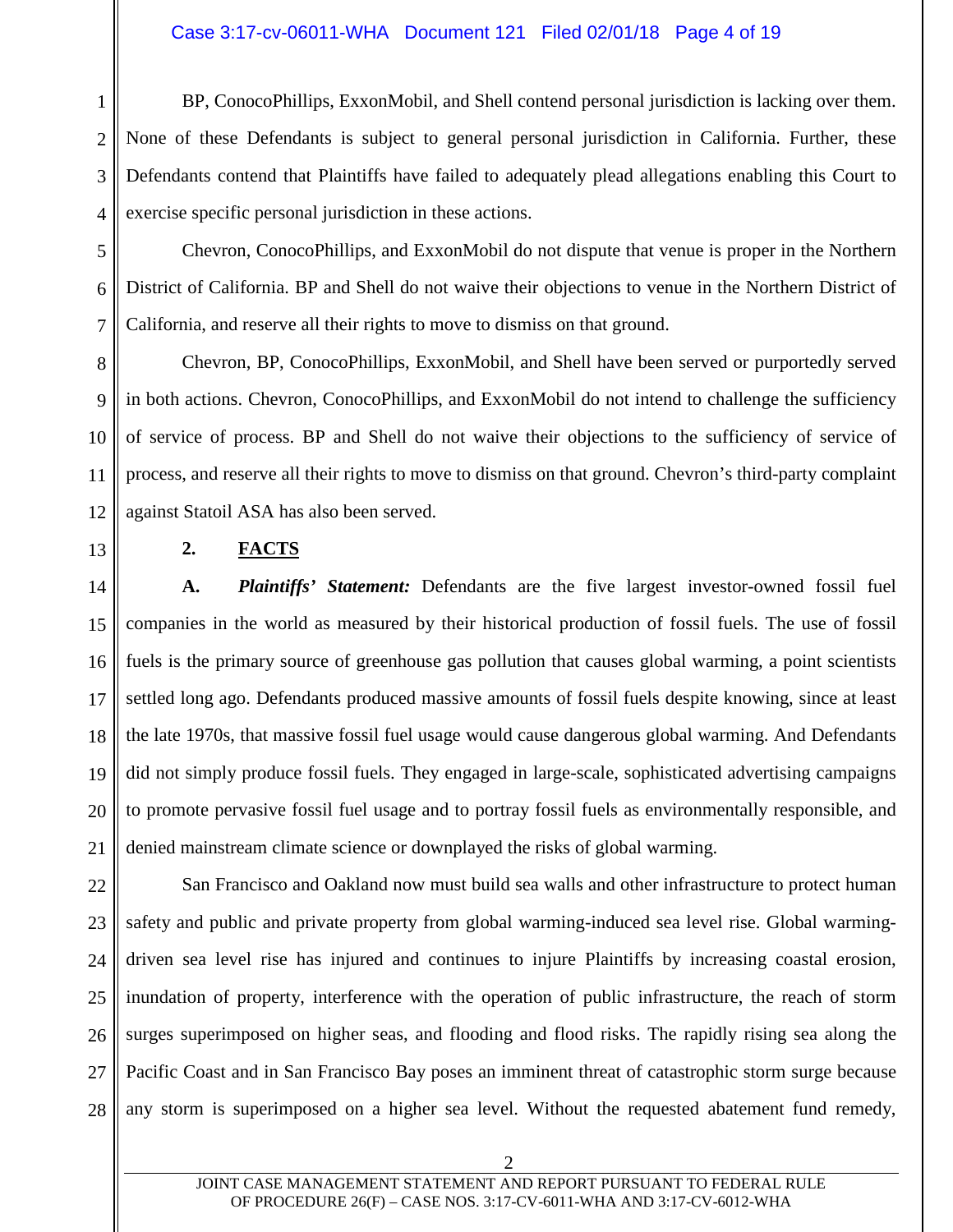BP, ConocoPhillips, ExxonMobil, and Shell contend personal jurisdiction is lacking over them. None of these Defendants is subject to general personal jurisdiction in California. Further, these Defendants contend that Plaintiffs have failed to adequately plead allegations enabling this Court to exercise specific personal jurisdiction in these actions.

Chevron, ConocoPhillips, and ExxonMobil do not dispute that venue is proper in the Northern District of California. BP and Shell do not waive their objections to venue in the Northern District of California, and reserve all their rights to move to dismiss on that ground.

Chevron, BP, ConocoPhillips, ExxonMobil, and Shell have been served or purportedly served in both actions. Chevron, ConocoPhillips, and ExxonMobil do not intend to challenge the sufficiency of service of process. BP and Shell do not waive their objections to the sufficiency of service of process, and reserve all their rights to move to dismiss on that ground. Chevron's third-party complaint against Statoil ASA has also been served.

## 2. FACTS

**A.** ***Plaintiffs' Statement:*** Defendants are the five largest investor-owned fossil fuel companies in the world as measured by their historical production of fossil fuels. The use of fossil fuels is the primary source of greenhouse gas pollution that causes global warming, a point scientists settled long ago. Defendants produced massive amounts of fossil fuels despite knowing, since at least the late 1970s, that massive fossil fuel usage would cause dangerous global warming. And Defendants did not simply produce fossil fuels. They engaged in large-scale, sophisticated advertising campaigns to promote pervasive fossil fuel usage and to portray fossil fuels as environmentally responsible, and denied mainstream climate science or downplayed the risks of global warming.

San Francisco and Oakland now must build sea walls and other infrastructure to protect human safety and public and private property from global warming-induced sea level rise. Global warming-driven sea level rise has injured and continues to injure Plaintiffs by increasing coastal erosion, inundation of property, interference with the operation of public infrastructure, the reach of storm surges superimposed on higher seas, and flooding and flood risks. The rapidly rising sea along the Pacific Coast and in San Francisco Bay poses an imminent threat of catastrophic storm surge because any storm is superimposed on a higher sea level. Without the requested abatement fund remedy,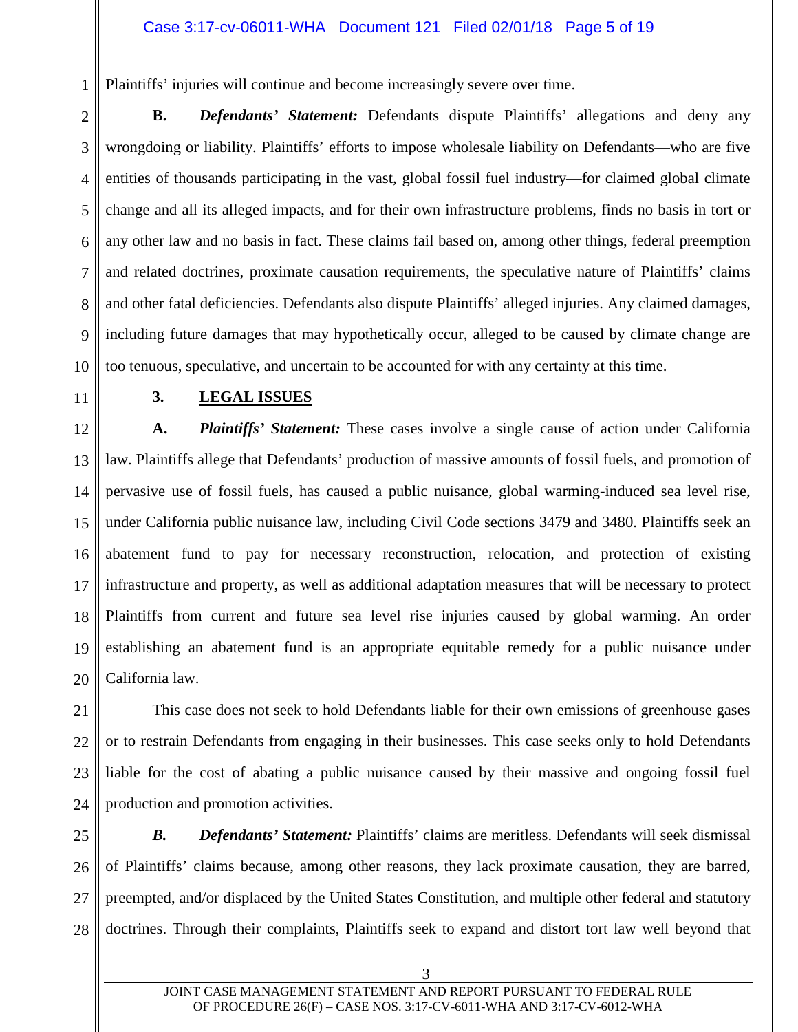Plaintiffs' injuries will continue and become increasingly severe over time.

**B.** ***Defendants' Statement:*** Defendants dispute Plaintiffs' allegations and deny any wrongdoing or liability. Plaintiffs' efforts to impose wholesale liability on Defendants—who are five entities of thousands participating in the vast, global fossil fuel industry—for claimed global climate change and all its alleged impacts, and for their own infrastructure problems, finds no basis in tort or any other law and no basis in fact. These claims fail based on, among other things, federal preemption and related doctrines, proximate causation requirements, the speculative nature of Plaintiffs' claims and other fatal deficiencies. Defendants also dispute Plaintiffs' alleged injuries. Any claimed damages, including future damages that may hypothetically occur, alleged to be caused by climate change are too tenuous, speculative, and uncertain to be accounted for with any certainty at this time.

## 3. LEGAL ISSUES

**A.** ***Plaintiffs' Statement:*** These cases involve a single cause of action under California law. Plaintiffs allege that Defendants' production of massive amounts of fossil fuels, and promotion of pervasive use of fossil fuels, has caused a public nuisance, global warming-induced sea level rise, under California public nuisance law, including Civil Code sections 3479 and 3480. Plaintiffs seek an abatement fund to pay for necessary reconstruction, relocation, and protection of existing infrastructure and property, as well as additional adaptation measures that will be necessary to protect Plaintiffs from current and future sea level rise injuries caused by global warming. An order establishing an abatement fund is an appropriate equitable remedy for a public nuisance under California law.

This case does not seek to hold Defendants liable for their own emissions of greenhouse gases or to restrain Defendants from engaging in their businesses. This case seeks only to hold Defendants liable for the cost of abating a public nuisance caused by their massive and ongoing fossil fuel production and promotion activities.

***B.*** ***Defendants' Statement:*** Plaintiffs' claims are meritless. Defendants will seek dismissal of Plaintiffs' claims because, among other reasons, they lack proximate causation, they are barred, preempted, and/or displaced by the United States Constitution, and multiple other federal and statutory doctrines. Through their complaints, Plaintiffs seek to expand and distort tort law well beyond that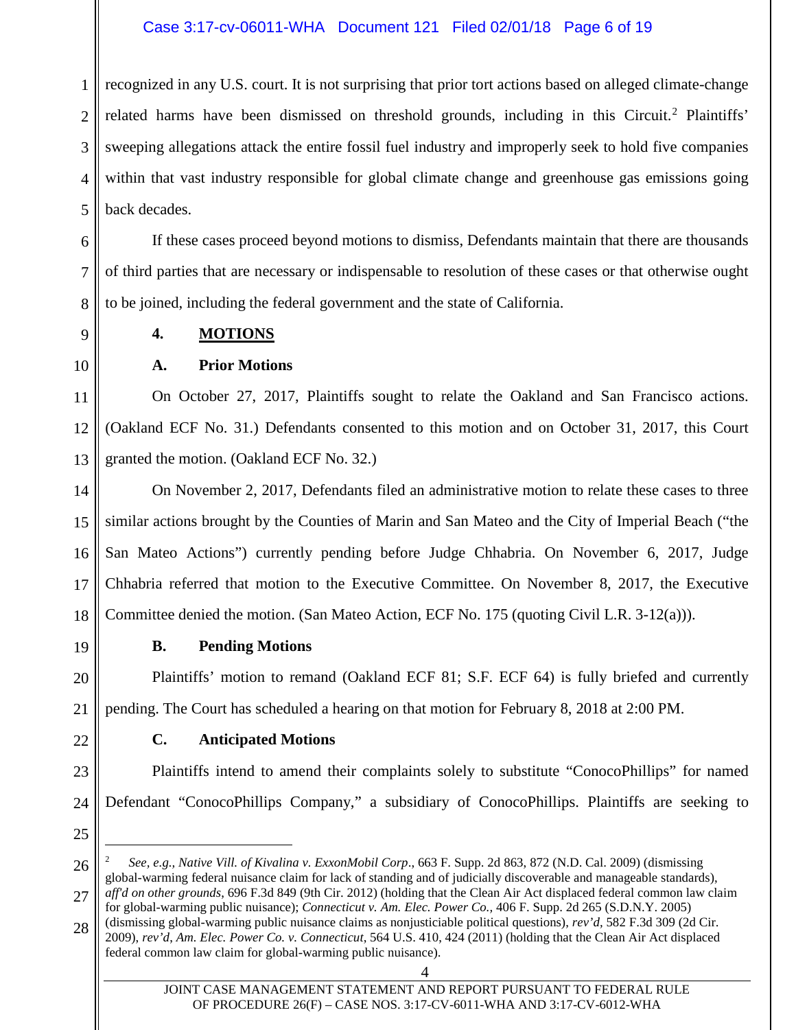recognized in any U.S. court. It is not surprising that prior tort actions based on alleged climate-change related harms have been dismissed on threshold grounds, including in this Circuit.[2] Plaintiffs' sweeping allegations attack the entire fossil fuel industry and improperly seek to hold five companies within that vast industry responsible for global climate change and greenhouse gas emissions going back decades.

If these cases proceed beyond motions to dismiss, Defendants maintain that there are thousands of third parties that are necessary or indispensable to resolution of these cases or that otherwise ought to be joined, including the federal government and the state of California.

## 4. MOTIONS

### A. Prior Motions

On October 27, 2017, Plaintiffs sought to relate the Oakland and San Francisco actions. (Oakland ECF No. 31.) Defendants consented to this motion and on October 31, 2017, this Court granted the motion. (Oakland ECF No. 32.)

On November 2, 2017, Defendants filed an administrative motion to relate these cases to three similar actions brought by the Counties of Marin and San Mateo and the City of Imperial Beach ("the San Mateo Actions") currently pending before Judge Chhabria. On November 6, 2017, Judge Chhabria referred that motion to the Executive Committee. On November 8, 2017, the Executive Committee denied the motion. (San Mateo Action, ECF No. 175 (quoting Civil L.R. 3-12(a))).

### B. Pending Motions

Plaintiffs' motion to remand (Oakland ECF 81; S.F. ECF 64) is fully briefed and currently pending. The Court has scheduled a hearing on that motion for February 8, 2018 at 2:00 PM.

### C. Anticipated Motions

Plaintiffs intend to amend their complaints solely to substitute "ConocoPhillips" for named Defendant "ConocoPhillips Company," a subsidiary of ConocoPhillips. Plaintiffs are seeking to

---

[2] *See, e.g.*, *Native Vill. of Kivalina v. ExxonMobil Corp*., 663 F. Supp. 2d 863, 872 (N.D. Cal. 2009) (dismissing global-warming federal nuisance claim for lack of standing and of judicially discoverable and manageable standards), *aff'd on other grounds*, 696 F.3d 849 (9th Cir. 2012) (holding that the Clean Air Act displaced federal common law claim for global-warming public nuisance); *Connecticut v. Am. Elec. Power Co.*, 406 F. Supp. 2d 265 (S.D.N.Y. 2005) (dismissing global-warming public nuisance claims as nonjusticiable political questions), *rev'd*, 582 F.3d 309 (2d Cir. 2009), *rev'd*, *Am. Elec. Power Co. v. Connecticut*, 564 U.S. 410, 424 (2011) (holding that the Clean Air Act displaced federal common law claim for global-warming public nuisance).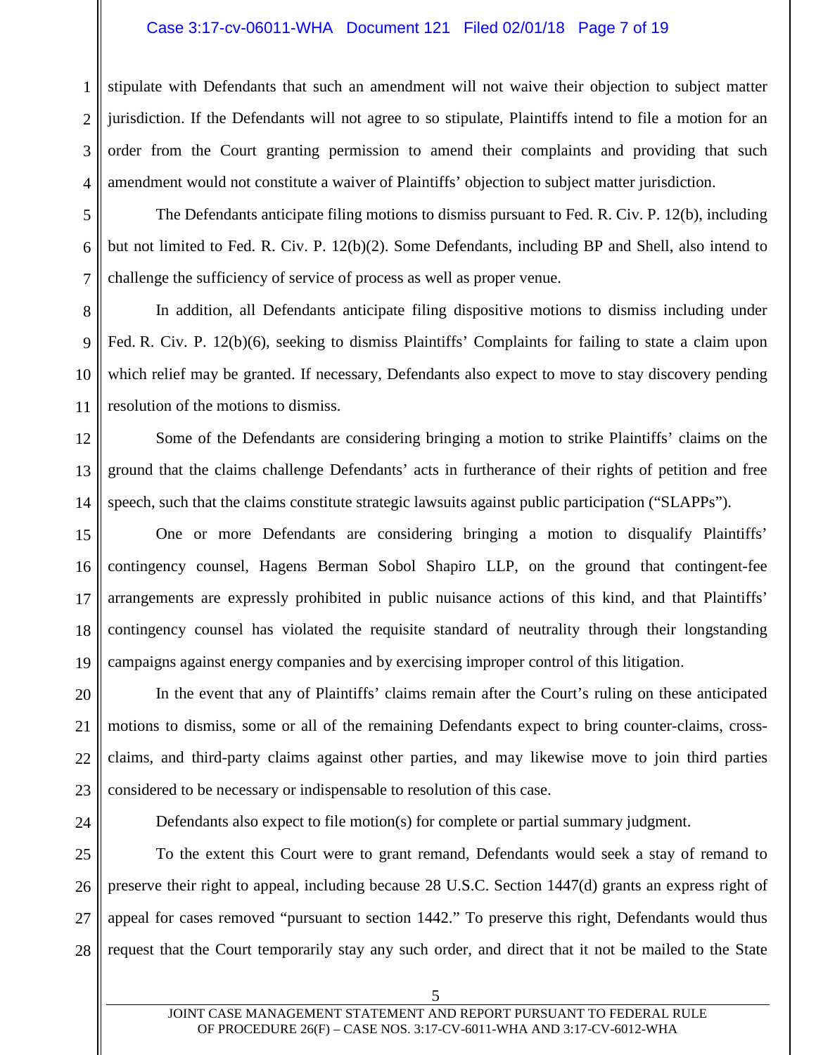stipulate with Defendants that such an amendment will not waive their objection to subject matter jurisdiction. If the Defendants will not agree to so stipulate, Plaintiffs intend to file a motion for an order from the Court granting permission to amend their complaints and providing that such amendment would not constitute a waiver of Plaintiffs' objection to subject matter jurisdiction.

The Defendants anticipate filing motions to dismiss pursuant to Fed. R. Civ. P. 12(b), including but not limited to Fed. R. Civ. P. 12(b)(2). Some Defendants, including BP and Shell, also intend to challenge the sufficiency of service of process as well as proper venue.

In addition, all Defendants anticipate filing dispositive motions to dismiss including under Fed. R. Civ. P. 12(b)(6), seeking to dismiss Plaintiffs' Complaints for failing to state a claim upon which relief may be granted. If necessary, Defendants also expect to move to stay discovery pending resolution of the motions to dismiss.

Some of the Defendants are considering bringing a motion to strike Plaintiffs' claims on the ground that the claims challenge Defendants' acts in furtherance of their rights of petition and free speech, such that the claims constitute strategic lawsuits against public participation ("SLAPPs").

One or more Defendants are considering bringing a motion to disqualify Plaintiffs' contingency counsel, Hagens Berman Sobol Shapiro LLP, on the ground that contingent-fee arrangements are expressly prohibited in public nuisance actions of this kind, and that Plaintiffs' contingency counsel has violated the requisite standard of neutrality through their longstanding campaigns against energy companies and by exercising improper control of this litigation.

In the event that any of Plaintiffs' claims remain after the Court's ruling on these anticipated motions to dismiss, some or all of the remaining Defendants expect to bring counter-claims, cross-claims, and third-party claims against other parties, and may likewise move to join third parties considered to be necessary or indispensable to resolution of this case.

Defendants also expect to file motion(s) for complete or partial summary judgment.

To the extent this Court were to grant remand, Defendants would seek a stay of remand to preserve their right to appeal, including because 28 U.S.C. Section 1447(d) grants an express right of appeal for cases removed "pursuant to section 1442." To preserve this right, Defendants would thus request that the Court temporarily stay any such order, and direct that it not be mailed to the State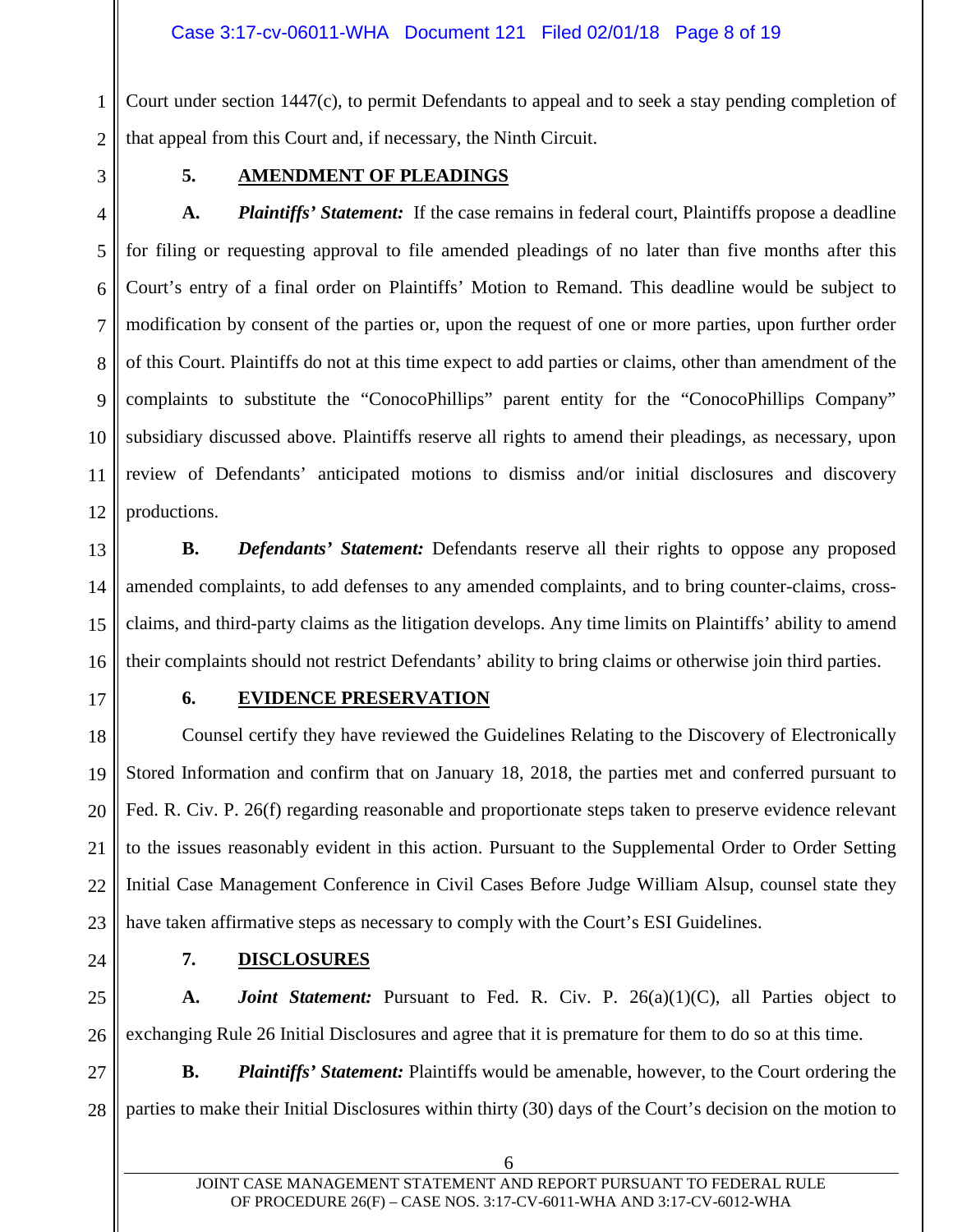Court under section 1447(c), to permit Defendants to appeal and to seek a stay pending completion of that appeal from this Court and, if necessary, the Ninth Circuit.

## 5. AMENDMENT OF PLEADINGS

**A.** ***Plaintiffs' Statement:*** If the case remains in federal court, Plaintiffs propose a deadline for filing or requesting approval to file amended pleadings of no later than five months after this Court's entry of a final order on Plaintiffs' Motion to Remand. This deadline would be subject to modification by consent of the parties or, upon the request of one or more parties, upon further order of this Court. Plaintiffs do not at this time expect to add parties or claims, other than amendment of the complaints to substitute the "ConocoPhillips" parent entity for the "ConocoPhillips Company" subsidiary discussed above. Plaintiffs reserve all rights to amend their pleadings, as necessary, upon review of Defendants' anticipated motions to dismiss and/or initial disclosures and discovery productions.

**B.** ***Defendants' Statement:*** Defendants reserve all their rights to oppose any proposed amended complaints, to add defenses to any amended complaints, and to bring counter-claims, cross-claims, and third-party claims as the litigation develops. Any time limits on Plaintiffs' ability to amend their complaints should not restrict Defendants' ability to bring claims or otherwise join third parties.

## 6. EVIDENCE PRESERVATION

Counsel certify they have reviewed the Guidelines Relating to the Discovery of Electronically Stored Information and confirm that on January 18, 2018, the parties met and conferred pursuant to Fed. R. Civ. P. 26(f) regarding reasonable and proportionate steps taken to preserve evidence relevant to the issues reasonably evident in this action. Pursuant to the Supplemental Order to Order Setting Initial Case Management Conference in Civil Cases Before Judge William Alsup, counsel state they have taken affirmative steps as necessary to comply with the Court's ESI Guidelines.

## 7. DISCLOSURES

**A.** ***Joint Statement:*** Pursuant to Fed. R. Civ. P. 26(a)(1)(C), all Parties object to exchanging Rule 26 Initial Disclosures and agree that it is premature for them to do so at this time.

**B.** ***Plaintiffs' Statement:*** Plaintiffs would be amenable, however, to the Court ordering the parties to make their Initial Disclosures within thirty (30) days of the Court's decision on the motion to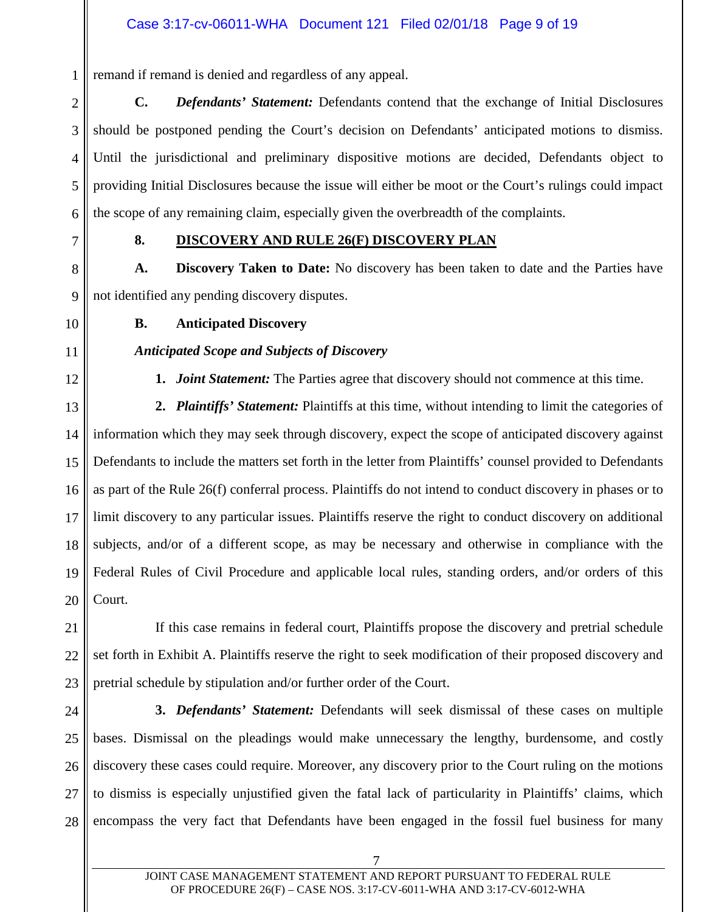remand if remand is denied and regardless of any appeal.

**C.** ***Defendants' Statement:*** Defendants contend that the exchange of Initial Disclosures should be postponed pending the Court's decision on Defendants' anticipated motions to dismiss. Until the jurisdictional and preliminary dispositive motions are decided, Defendants object to providing Initial Disclosures because the issue will either be moot or the Court's rulings could impact the scope of any remaining claim, especially given the overbreadth of the complaints.

## 8. DISCOVERY AND RULE 26(F) DISCOVERY PLAN

**A. Discovery Taken to Date:** No discovery has been taken to date and the Parties have not identified any pending discovery disputes.

**B. Anticipated Discovery**

***Anticipated Scope and Subjects of Discovery***

**1.** ***Joint Statement:*** The Parties agree that discovery should not commence at this time.

**2.** ***Plaintiffs' Statement:*** Plaintiffs at this time, without intending to limit the categories of information which they may seek through discovery, expect the scope of anticipated discovery against Defendants to include the matters set forth in the letter from Plaintiffs' counsel provided to Defendants as part of the Rule 26(f) conferral process. Plaintiffs do not intend to conduct discovery in phases or to limit discovery to any particular issues. Plaintiffs reserve the right to conduct discovery on additional subjects, and/or of a different scope, as may be necessary and otherwise in compliance with the Federal Rules of Civil Procedure and applicable local rules, standing orders, and/or orders of this Court.

If this case remains in federal court, Plaintiffs propose the discovery and pretrial schedule set forth in Exhibit A. Plaintiffs reserve the right to seek modification of their proposed discovery and pretrial schedule by stipulation and/or further order of the Court.

**3.** ***Defendants' Statement:*** Defendants will seek dismissal of these cases on multiple bases. Dismissal on the pleadings would make unnecessary the lengthy, burdensome, and costly discovery these cases could require. Moreover, any discovery prior to the Court ruling on the motions to dismiss is especially unjustified given the fatal lack of particularity in Plaintiffs' claims, which encompass the very fact that Defendants have been engaged in the fossil fuel business for many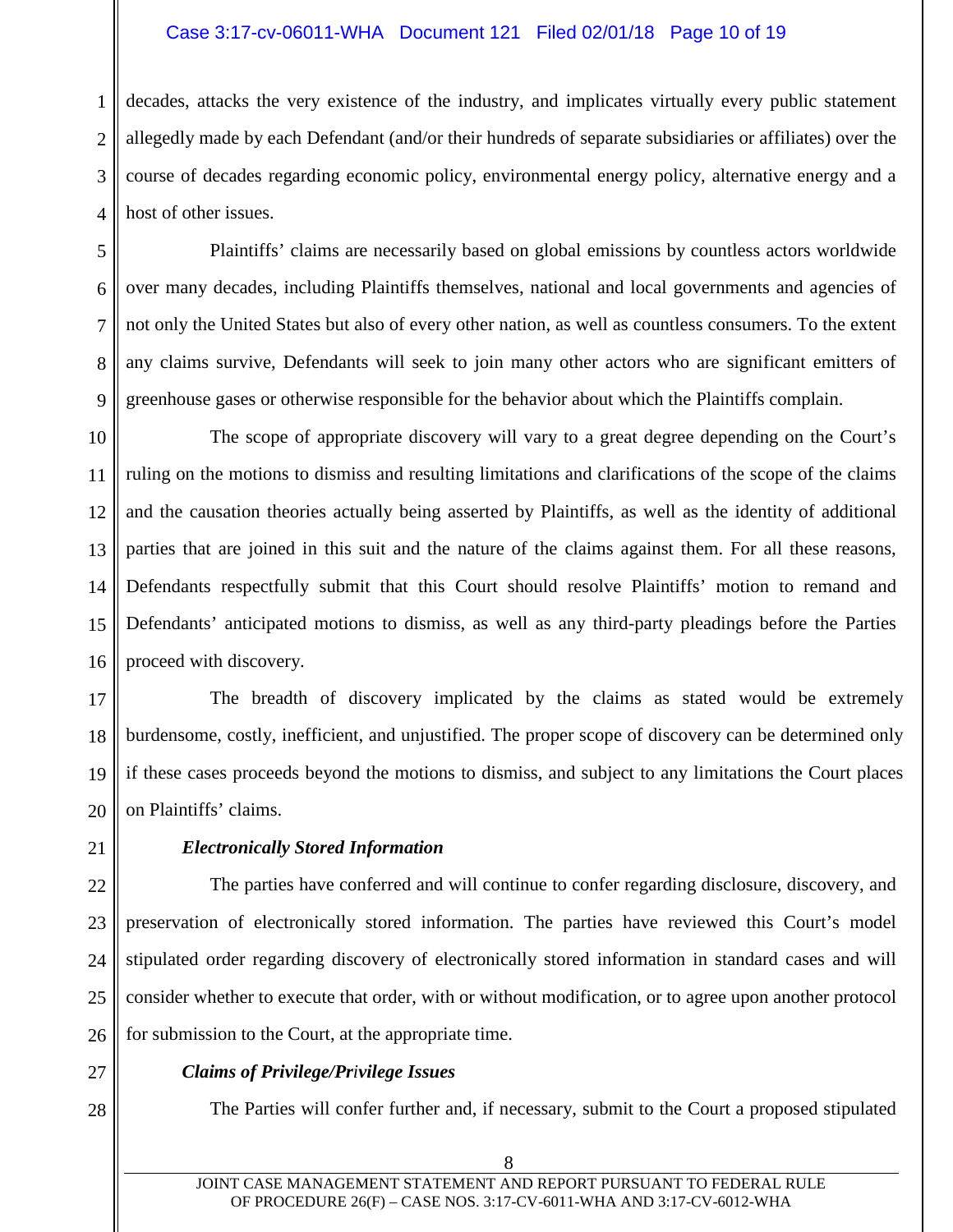decades, attacks the very existence of the industry, and implicates virtually every public statement allegedly made by each Defendant (and/or their hundreds of separate subsidiaries or affiliates) over the course of decades regarding economic policy, environmental energy policy, alternative energy and a host of other issues.

Plaintiffs' claims are necessarily based on global emissions by countless actors worldwide over many decades, including Plaintiffs themselves, national and local governments and agencies of not only the United States but also of every other nation, as well as countless consumers. To the extent any claims survive, Defendants will seek to join many other actors who are significant emitters of greenhouse gases or otherwise responsible for the behavior about which the Plaintiffs complain.

The scope of appropriate discovery will vary to a great degree depending on the Court's ruling on the motions to dismiss and resulting limitations and clarifications of the scope of the claims and the causation theories actually being asserted by Plaintiffs, as well as the identity of additional parties that are joined in this suit and the nature of the claims against them. For all these reasons, Defendants respectfully submit that this Court should resolve Plaintiffs' motion to remand and Defendants' anticipated motions to dismiss, as well as any third-party pleadings before the Parties proceed with discovery.

The breadth of discovery implicated by the claims as stated would be extremely burdensome, costly, inefficient, and unjustified. The proper scope of discovery can be determined only if these cases proceeds beyond the motions to dismiss, and subject to any limitations the Court places on Plaintiffs' claims.

***Electronically Stored Information***

The parties have conferred and will continue to confer regarding disclosure, discovery, and preservation of electronically stored information. The parties have reviewed this Court's model stipulated order regarding discovery of electronically stored information in standard cases and will consider whether to execute that order, with or without modification, or to agree upon another protocol for submission to the Court, at the appropriate time.

***Claims of Privilege/Privilege Issues***

The Parties will confer further and, if necessary, submit to the Court a proposed stipulated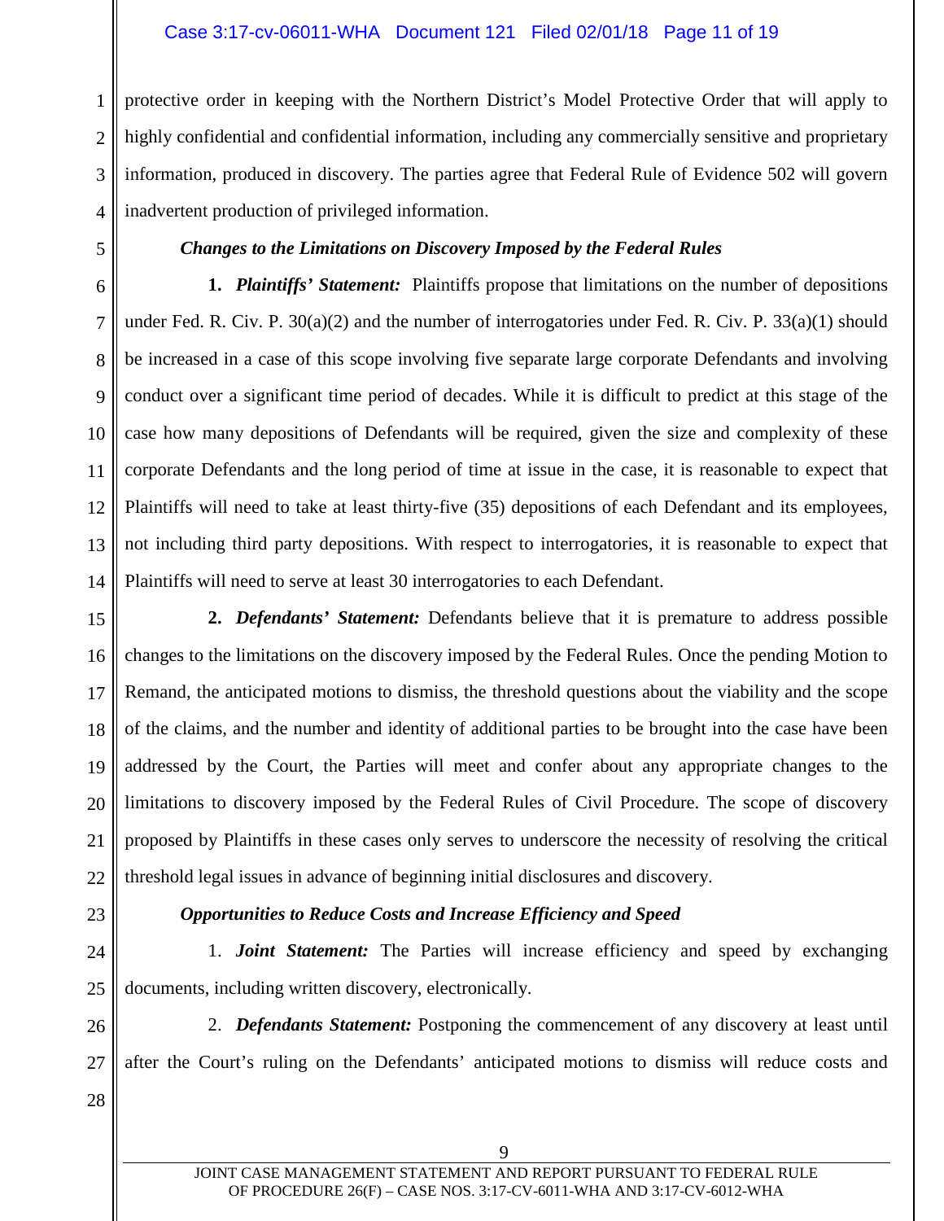protective order in keeping with the Northern District's Model Protective Order that will apply to highly confidential and confidential information, including any commercially sensitive and proprietary information, produced in discovery. The parties agree that Federal Rule of Evidence 502 will govern inadvertent production of privileged information.

***Changes to the Limitations on Discovery Imposed by the Federal Rules***

**1.** ***Plaintiffs' Statement:*** Plaintiffs propose that limitations on the number of depositions under Fed. R. Civ. P. 30(a)(2) and the number of interrogatories under Fed. R. Civ. P. 33(a)(1) should be increased in a case of this scope involving five separate large corporate Defendants and involving conduct over a significant time period of decades. While it is difficult to predict at this stage of the case how many depositions of Defendants will be required, given the size and complexity of these corporate Defendants and the long period of time at issue in the case, it is reasonable to expect that Plaintiffs will need to take at least thirty-five (35) depositions of each Defendant and its employees, not including third party depositions. With respect to interrogatories, it is reasonable to expect that Plaintiffs will need to serve at least 30 interrogatories to each Defendant.

**2.** ***Defendants' Statement:*** Defendants believe that it is premature to address possible changes to the limitations on the discovery imposed by the Federal Rules. Once the pending Motion to Remand, the anticipated motions to dismiss, the threshold questions about the viability and the scope of the claims, and the number and identity of additional parties to be brought into the case have been addressed by the Court, the Parties will meet and confer about any appropriate changes to the limitations to discovery imposed by the Federal Rules of Civil Procedure. The scope of discovery proposed by Plaintiffs in these cases only serves to underscore the necessity of resolving the critical threshold legal issues in advance of beginning initial disclosures and discovery.

***Opportunities to Reduce Costs and Increase Efficiency and Speed***

1. ***Joint Statement:*** The Parties will increase efficiency and speed by exchanging documents, including written discovery, electronically.

2. ***Defendants Statement:*** Postponing the commencement of any discovery at least until after the Court's ruling on the Defendants' anticipated motions to dismiss will reduce costs and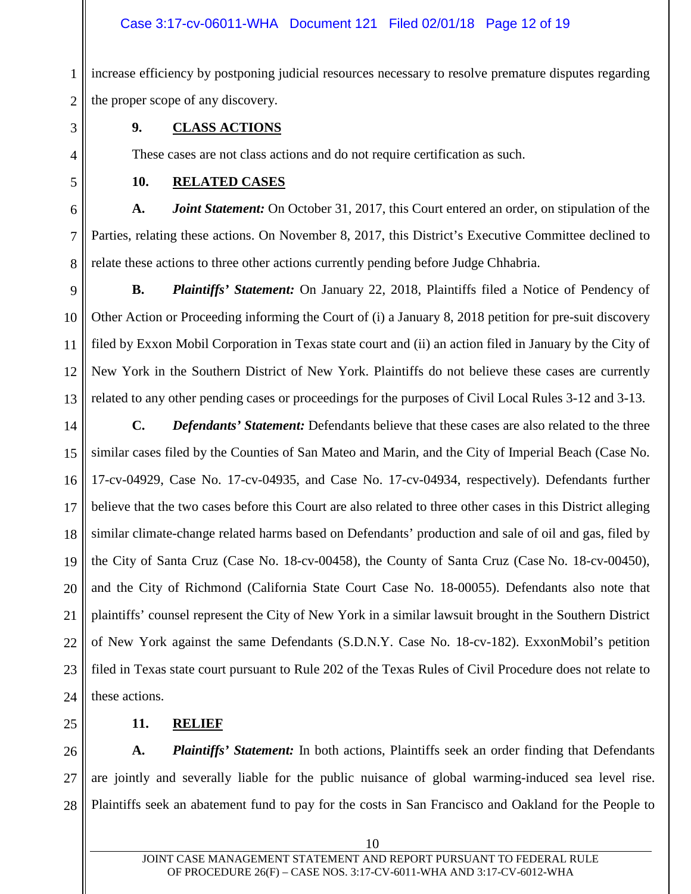increase efficiency by postponing judicial resources necessary to resolve premature disputes regarding the proper scope of any discovery.

### 9. CLASS ACTIONS

These cases are not class actions and do not require certification as such.

### 10. RELATED CASES

**A.** ***Joint Statement:*** On October 31, 2017, this Court entered an order, on stipulation of the Parties, relating these actions. On November 8, 2017, this District's Executive Committee declined to relate these actions to three other actions currently pending before Judge Chhabria.

**B.** ***Plaintiffs' Statement:*** On January 22, 2018, Plaintiffs filed a Notice of Pendency of Other Action or Proceeding informing the Court of (i) a January 8, 2018 petition for pre-suit discovery filed by Exxon Mobil Corporation in Texas state court and (ii) an action filed in January by the City of New York in the Southern District of New York. Plaintiffs do not believe these cases are currently related to any other pending cases or proceedings for the purposes of Civil Local Rules 3-12 and 3-13.

**C.** ***Defendants' Statement:*** Defendants believe that these cases are also related to the three similar cases filed by the Counties of San Mateo and Marin, and the City of Imperial Beach (Case No. 17-cv-04929, Case No. 17-cv-04935, and Case No. 17-cv-04934, respectively). Defendants further believe that the two cases before this Court are also related to three other cases in this District alleging similar climate-change related harms based on Defendants' production and sale of oil and gas, filed by the City of Santa Cruz (Case No. 18-cv-00458), the County of Santa Cruz (Case No. 18-cv-00450), and the City of Richmond (California State Court Case No. 18-00055). Defendants also note that plaintiffs' counsel represent the City of New York in a similar lawsuit brought in the Southern District of New York against the same Defendants (S.D.N.Y. Case No. 18-cv-182). ExxonMobil's petition filed in Texas state court pursuant to Rule 202 of the Texas Rules of Civil Procedure does not relate to these actions.

### 11. RELIEF

**A.** ***Plaintiffs' Statement:*** In both actions, Plaintiffs seek an order finding that Defendants are jointly and severally liable for the public nuisance of global warming-induced sea level rise. Plaintiffs seek an abatement fund to pay for the costs in San Francisco and Oakland for the People to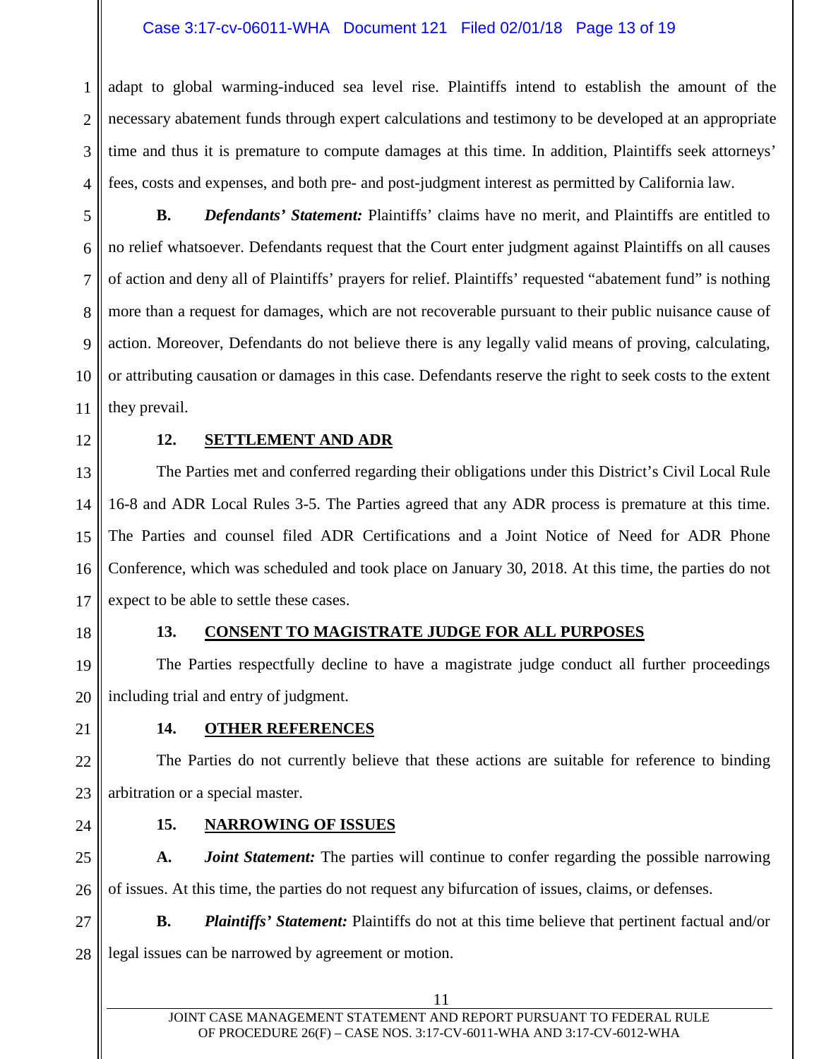adapt to global warming-induced sea level rise. Plaintiffs intend to establish the amount of the necessary abatement funds through expert calculations and testimony to be developed at an appropriate time and thus it is premature to compute damages at this time. In addition, Plaintiffs seek attorneys' fees, costs and expenses, and both pre- and post-judgment interest as permitted by California law.

**B.** ***Defendants' Statement:*** Plaintiffs' claims have no merit, and Plaintiffs are entitled to no relief whatsoever. Defendants request that the Court enter judgment against Plaintiffs on all causes of action and deny all of Plaintiffs' prayers for relief. Plaintiffs' requested "abatement fund" is nothing more than a request for damages, which are not recoverable pursuant to their public nuisance cause of action. Moreover, Defendants do not believe there is any legally valid means of proving, calculating, or attributing causation or damages in this case. Defendants reserve the right to seek costs to the extent they prevail.

## 12. SETTLEMENT AND ADR

The Parties met and conferred regarding their obligations under this District's Civil Local Rule 16-8 and ADR Local Rules 3-5. The Parties agreed that any ADR process is premature at this time. The Parties and counsel filed ADR Certifications and a Joint Notice of Need for ADR Phone Conference, which was scheduled and took place on January 30, 2018. At this time, the parties do not expect to be able to settle these cases.

## 13. CONSENT TO MAGISTRATE JUDGE FOR ALL PURPOSES

The Parties respectfully decline to have a magistrate judge conduct all further proceedings including trial and entry of judgment.

## 14. OTHER REFERENCES

The Parties do not currently believe that these actions are suitable for reference to binding arbitration or a special master.

## 15. NARROWING OF ISSUES

**A.** ***Joint Statement:*** The parties will continue to confer regarding the possible narrowing of issues. At this time, the parties do not request any bifurcation of issues, claims, or defenses.

**B.** ***Plaintiffs' Statement:*** Plaintiffs do not at this time believe that pertinent factual and/or legal issues can be narrowed by agreement or motion.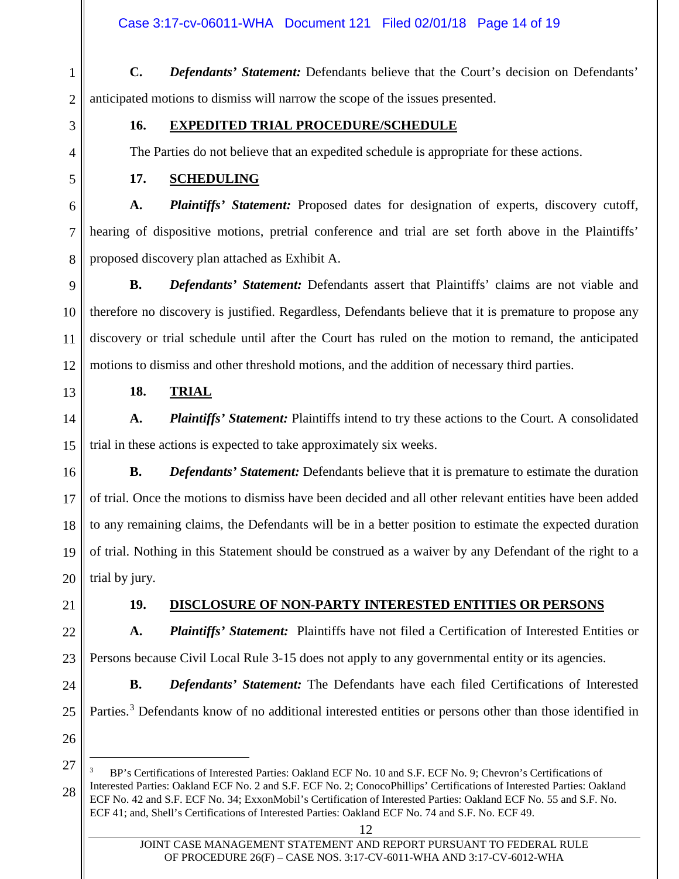**C.** ***Defendants' Statement:*** Defendants believe that the Court's decision on Defendants' anticipated motions to dismiss will narrow the scope of the issues presented.

### 16. EXPEDITED TRIAL PROCEDURE/SCHEDULE

The Parties do not believe that an expedited schedule is appropriate for these actions.

### 17. SCHEDULING

**A.** ***Plaintiffs' Statement:*** Proposed dates for designation of experts, discovery cutoff, hearing of dispositive motions, pretrial conference and trial are set forth above in the Plaintiffs' proposed discovery plan attached as Exhibit A.

**B.** ***Defendants' Statement:*** Defendants assert that Plaintiffs' claims are not viable and therefore no discovery is justified. Regardless, Defendants believe that it is premature to propose any discovery or trial schedule until after the Court has ruled on the motion to remand, the anticipated motions to dismiss and other threshold motions, and the addition of necessary third parties.

### 18. TRIAL

**A.** ***Plaintiffs' Statement:*** Plaintiffs intend to try these actions to the Court. A consolidated trial in these actions is expected to take approximately six weeks.

**B.** ***Defendants' Statement:*** Defendants believe that it is premature to estimate the duration of trial. Once the motions to dismiss have been decided and all other relevant entities have been added to any remaining claims, the Defendants will be in a better position to estimate the expected duration of trial. Nothing in this Statement should be construed as a waiver by any Defendant of the right to a trial by jury.

### 19. DISCLOSURE OF NON-PARTY INTERESTED ENTITIES OR PERSONS

**A.** ***Plaintiffs' Statement:*** Plaintiffs have not filed a Certification of Interested Entities or Persons because Civil Local Rule 3-15 does not apply to any governmental entity or its agencies.

**B.** ***Defendants' Statement:*** The Defendants have each filed Certifications of Interested Parties.[3] Defendants know of no additional interested entities or persons other than those identified in

---

[3] BP's Certifications of Interested Parties: Oakland ECF No. 10 and S.F. ECF No. 9; Chevron's Certifications of Interested Parties: Oakland ECF No. 2 and S.F. ECF No. 2; ConocoPhillips' Certifications of Interested Parties: Oakland ECF No. 42 and S.F. ECF No. 34; ExxonMobil's Certification of Interested Parties: Oakland ECF No. 55 and S.F. No. ECF 41; and, Shell's Certifications of Interested Parties: Oakland ECF No. 74 and S.F. No. ECF 49.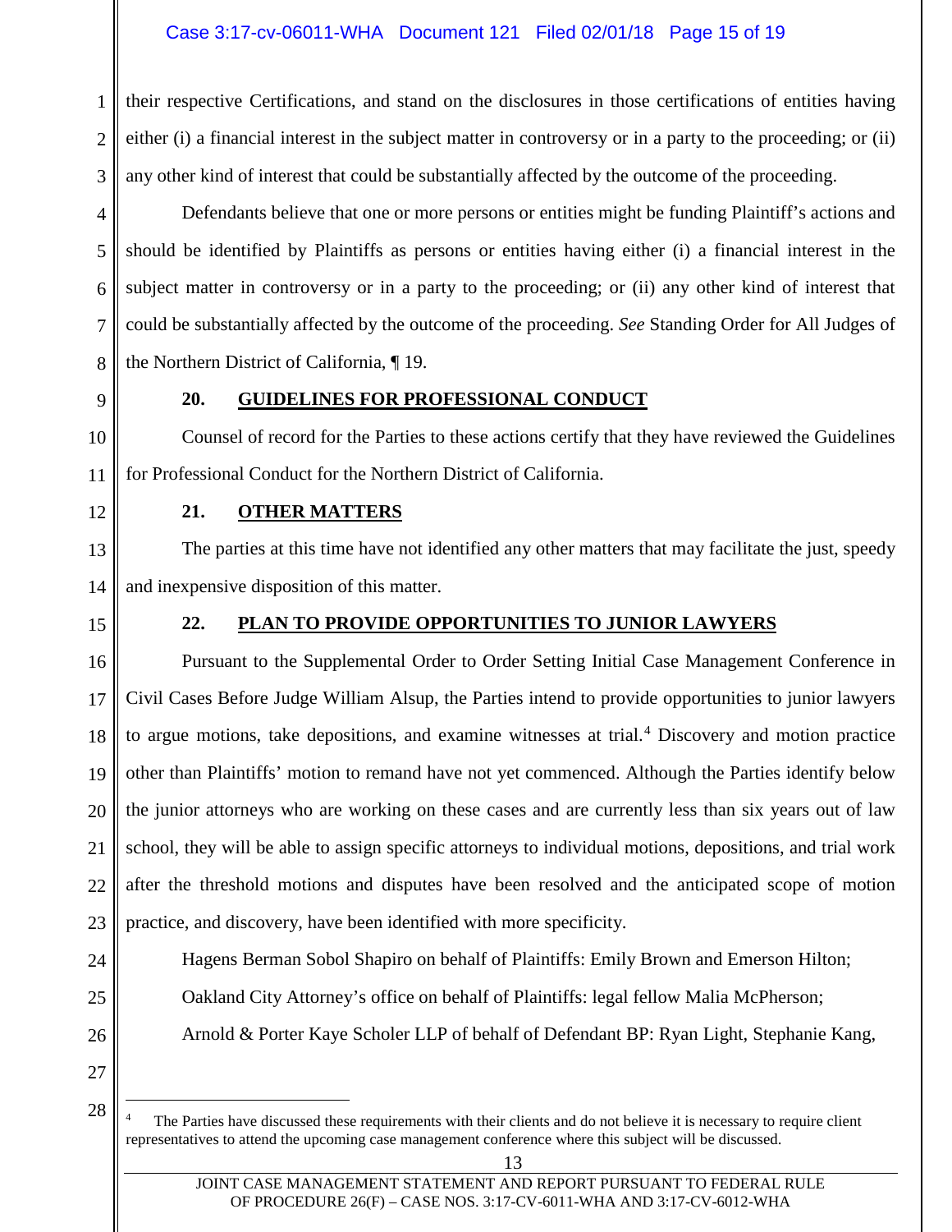their respective Certifications, and stand on the disclosures in those certifications of entities having either (i) a financial interest in the subject matter in controversy or in a party to the proceeding; or (ii) any other kind of interest that could be substantially affected by the outcome of the proceeding.

Defendants believe that one or more persons or entities might be funding Plaintiff's actions and should be identified by Plaintiffs as persons or entities having either (i) a financial interest in the subject matter in controversy or in a party to the proceeding; or (ii) any other kind of interest that could be substantially affected by the outcome of the proceeding. *See* Standing Order for All Judges of the Northern District of California, ¶ 19.

## 20. GUIDELINES FOR PROFESSIONAL CONDUCT

Counsel of record for the Parties to these actions certify that they have reviewed the Guidelines for Professional Conduct for the Northern District of California.

## 21. OTHER MATTERS

The parties at this time have not identified any other matters that may facilitate the just, speedy and inexpensive disposition of this matter.

## 22. PLAN TO PROVIDE OPPORTUNITIES TO JUNIOR LAWYERS

Pursuant to the Supplemental Order to Order Setting Initial Case Management Conference in Civil Cases Before Judge William Alsup, the Parties intend to provide opportunities to junior lawyers to argue motions, take depositions, and examine witnesses at trial.[4] Discovery and motion practice other than Plaintiffs' motion to remand have not yet commenced. Although the Parties identify below the junior attorneys who are working on these cases and are currently less than six years out of law school, they will be able to assign specific attorneys to individual motions, depositions, and trial work after the threshold motions and disputes have been resolved and the anticipated scope of motion practice, and discovery, have been identified with more specificity.

Hagens Berman Sobol Shapiro on behalf of Plaintiffs: Emily Brown and Emerson Hilton;

Oakland City Attorney's office on behalf of Plaintiffs: legal fellow Malia McPherson;

Arnold & Porter Kaye Scholer LLP of behalf of Defendant BP: Ryan Light, Stephanie Kang,

---

[4] The Parties have discussed these requirements with their clients and do not believe it is necessary to require client representatives to attend the upcoming case management conference where this subject will be discussed.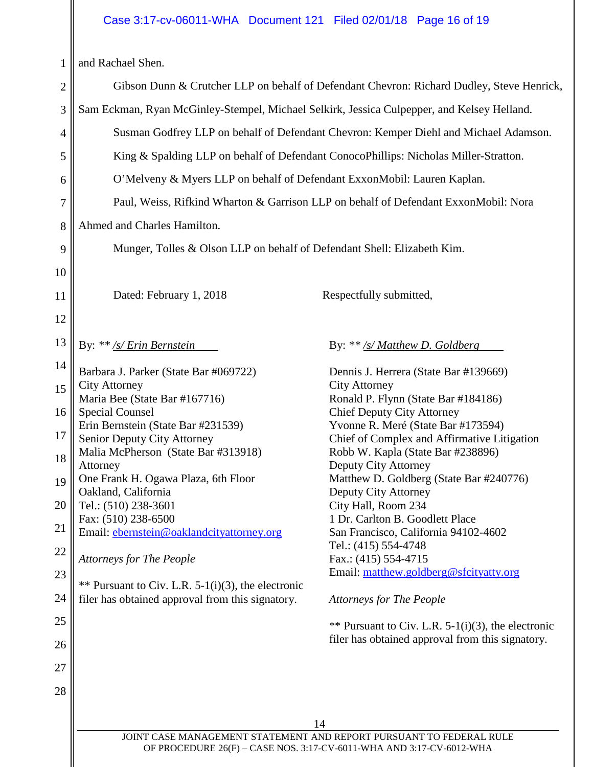and Rachael Shen.

Gibson Dunn & Crutcher LLP on behalf of Defendant Chevron: Richard Dudley, Steve Henrick, Sam Eckman, Ryan McGinley-Stempel, Michael Selkirk, Jessica Culpepper, and Kelsey Helland.

Susman Godfrey LLP on behalf of Defendant Chevron: Kemper Diehl and Michael Adamson.

King & Spalding LLP on behalf of Defendant ConocoPhillips: Nicholas Miller-Stratton.

O'Melveny & Myers LLP on behalf of Defendant ExxonMobil: Lauren Kaplan.

Paul, Weiss, Rifkind Wharton & Garrison LLP on behalf of Defendant ExxonMobil: Nora Ahmed and Charles Hamilton.

Munger, Tolles & Olson LLP on behalf of Defendant Shell: Elizabeth Kim.

Dated: February 1, 2018

Respectfully submitted,

By: ** */s/ Erin Bernstein*

Barbara J. Parker (State Bar #069722)
City Attorney
Maria Bee (State Bar #167716)
Special Counsel
Erin Bernstein (State Bar #231539)
Senior Deputy City Attorney
Malia McPherson (State Bar #313918)
Attorney
One Frank H. Ogawa Plaza, 6th Floor
Oakland, California
Tel.: (510) 238-3601
Fax: (510) 238-6500
Email: ebernstein@oaklandcityattorney.org

*Attorneys for The People*

** Pursuant to Civ. L.R. 5-1(i)(3), the electronic filer has obtained approval from this signatory.

By: ** */s/ Matthew D. Goldberg*

Dennis J. Herrera (State Bar #139669)
City Attorney
Ronald P. Flynn (State Bar #184186)
Chief Deputy City Attorney
Yvonne R. Meré (State Bar #173594)
Chief of Complex and Affirmative Litigation
Robb W. Kapla (State Bar #238896)
Deputy City Attorney
Matthew D. Goldberg (State Bar #240776)
Deputy City Attorney
City Hall, Room 234
1 Dr. Carlton B. Goodlett Place
San Francisco, California 94102-4602
Tel.: (415) 554-4748
Fax.: (415) 554-4715
Email: matthew.goldberg@sfcityatty.org

*Attorneys for The People*

** Pursuant to Civ. L.R. 5-1(i)(3), the electronic filer has obtained approval from this signatory.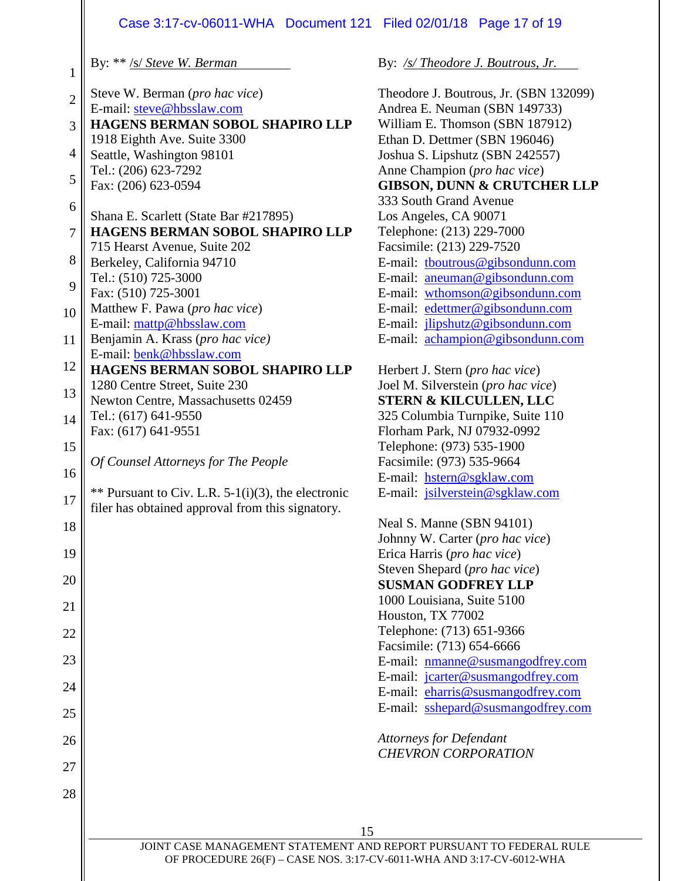By: ** /s/ *Steve W. Berman*

Steve W. Berman (*pro hac vice*)
E-mail: steve@hbsslaw.com
**HAGENS BERMAN SOBOL SHAPIRO LLP**
1918 Eighth Ave. Suite 3300
Seattle, Washington 98101
Tel.: (206) 623-7292
Fax: (206) 623-0594

Shana E. Scarlett (State Bar #217895)
**HAGENS BERMAN SOBOL SHAPIRO LLP**
715 Hearst Avenue, Suite 202
Berkeley, California 94710
Tel.: (510) 725-3000
Fax: (510) 725-3001
Matthew F. Pawa (*pro hac vice*)
E-mail: mattp@hbsslaw.com
Benjamin A. Krass (*pro hac vice)*
E-mail: benk@hbsslaw.com
**HAGENS BERMAN SOBOL SHAPIRO LLP**
1280 Centre Street, Suite 230
Newton Centre, Massachusetts 02459
Tel.: (617) 641-9550
Fax: (617) 641-9551

*Of Counsel Attorneys for The People*

** Pursuant to Civ. L.R. 5-1(i)(3), the electronic filer has obtained approval from this signatory.

By: */s/ Theodore J. Boutrous, Jr.*

Theodore J. Boutrous, Jr. (SBN 132099)
Andrea E. Neuman (SBN 149733)
William E. Thomson (SBN 187912)
Ethan D. Dettmer (SBN 196046)
Joshua S. Lipshutz (SBN 242557)
Anne Champion (*pro hac vice*)
**GIBSON, DUNN & CRUTCHER LLP**
333 South Grand Avenue
Los Angeles, CA 90071
Telephone: (213) 229-7000
Facsimile: (213) 229-7520
E-mail: tboutrous@gibsondunn.com
E-mail: aneuman@gibsondunn.com
E-mail: wthomson@gibsondunn.com
E-mail: edettmer@gibsondunn.com
E-mail: jlipshutz@gibsondunn.com
E-mail: achampion@gibsondunn.com

Herbert J. Stern (*pro hac vice*)
Joel M. Silverstein (*pro hac vice*)
**STERN & KILCULLEN, LLC**
325 Columbia Turnpike, Suite 110
Florham Park, NJ 07932-0992
Telephone: (973) 535-1900
Facsimile: (973) 535-9664
E-mail: hstern@sgklaw.com
E-mail: jsilverstein@sgklaw.com

Neal S. Manne (SBN 94101)
Johnny W. Carter (*pro hac vice*)
Erica Harris (*pro hac vice*)
Steven Shepard (*pro hac vice*)
**SUSMAN GODFREY LLP**
1000 Louisiana, Suite 5100
Houston, TX 77002
Telephone: (713) 651-9366
Facsimile: (713) 654-6666
E-mail: nmanne@susmangodfrey.com
E-mail: jcarter@susmangodfrey.com
E-mail: eharris@susmangodfrey.com
E-mail: sshepard@susmangodfrey.com

*Attorneys for Defendant*
*CHEVRON CORPORATION*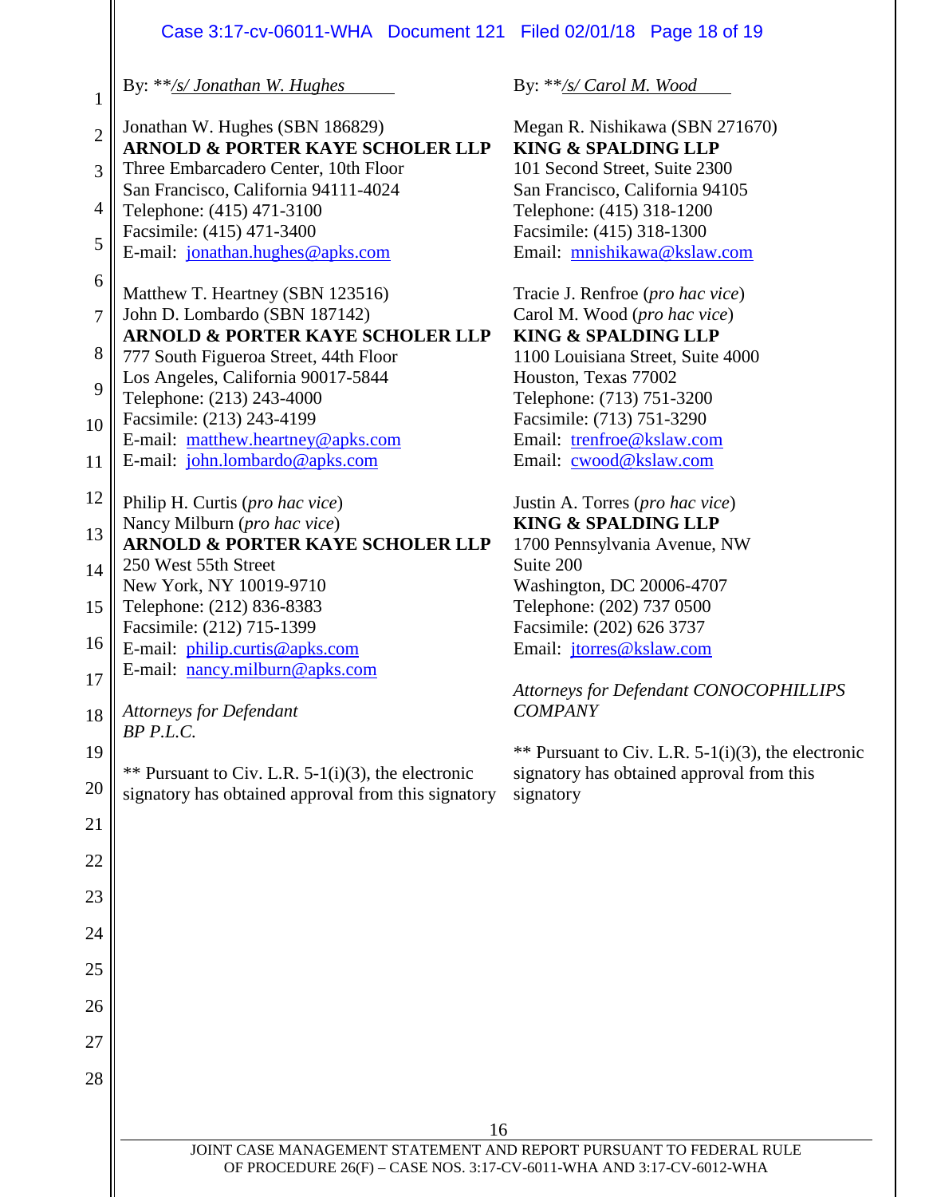By: ***/s/ Jonathan W. Hughes*

Jonathan W. Hughes (SBN 186829)
**ARNOLD & PORTER KAYE SCHOLER LLP**
Three Embarcadero Center, 10th Floor
San Francisco, California 94111-4024
Telephone: (415) 471-3100
Facsimile: (415) 471-3400
E-mail: jonathan.hughes@apks.com

Matthew T. Heartney (SBN 123516)
John D. Lombardo (SBN 187142)
**ARNOLD & PORTER KAYE SCHOLER LLP**
777 South Figueroa Street, 44th Floor
Los Angeles, California 90017-5844
Telephone: (213) 243-4000
Facsimile: (213) 243-4199
E-mail: matthew.heartney@apks.com
E-mail: john.lombardo@apks.com

Philip H. Curtis (*pro hac vice*)
Nancy Milburn (*pro hac vice*)
**ARNOLD & PORTER KAYE SCHOLER LLP**
250 West 55th Street
New York, NY 10019-9710
Telephone: (212) 836-8383
Facsimile: (212) 715-1399
E-mail: philip.curtis@apks.com
E-mail: nancy.milburn@apks.com

*Attorneys for Defendant BP P.L.C.*

** Pursuant to Civ. L.R. 5-1(i)(3), the electronic signatory has obtained approval from this signatory

By: ***/s/ Carol M. Wood*

Megan R. Nishikawa (SBN 271670)
**KING & SPALDING LLP**
101 Second Street, Suite 2300
San Francisco, California 94105
Telephone: (415) 318-1200
Facsimile: (415) 318-1300
Email: mnishikawa@kslaw.com

Tracie J. Renfroe (*pro hac vice*)
Carol M. Wood (*pro hac vice*)
**KING & SPALDING LLP**
1100 Louisiana Street, Suite 4000
Houston, Texas 77002
Telephone: (713) 751-3200
Facsimile: (713) 751-3290
Email: trenfroe@kslaw.com
Email: cwood@kslaw.com

Justin A. Torres (*pro hac vice*)
**KING & SPALDING LLP**
1700 Pennsylvania Avenue, NW
Suite 200
Washington, DC 20006-4707
Telephone: (202) 737 0500
Facsimile: (202) 626 3737
Email: jtorres@kslaw.com

*Attorneys for Defendant CONOCOPHILLIPS COMPANY*

** Pursuant to Civ. L.R. 5-1(i)(3), the electronic signatory has obtained approval from this signatory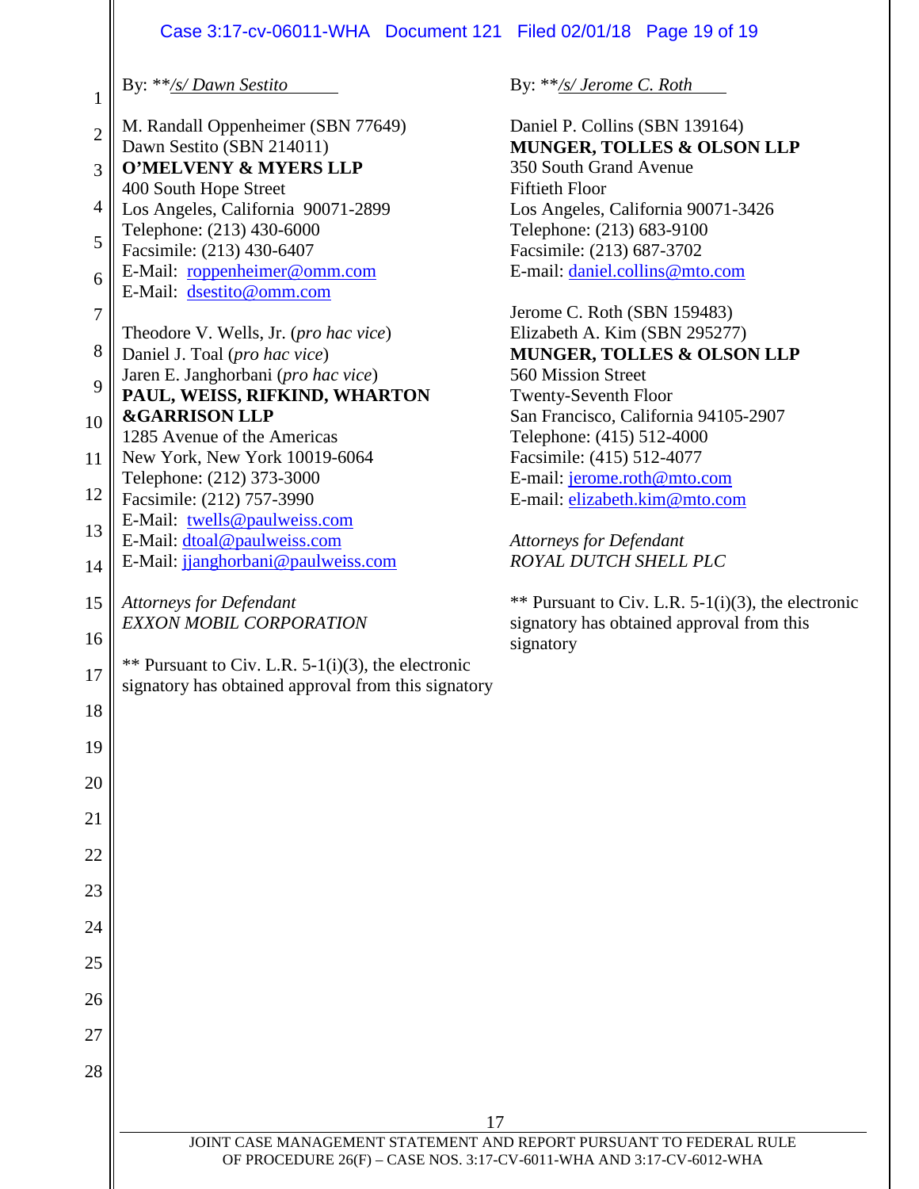By: **/s/ Dawn Sestito

M. Randall Oppenheimer (SBN 77649)
Dawn Sestito (SBN 214011)
**O'MELVENY & MYERS LLP**
400 South Hope Street
Los Angeles, California 90071-2899
Telephone: (213) 430-6000
Facsimile: (213) 430-6407
E-Mail: roppenheimer@omm.com
E-Mail: dsestito@omm.com

Theodore V. Wells, Jr. (*pro hac vice*)
Daniel J. Toal (*pro hac vice*)
Jaren E. Janghorbani (*pro hac vice*)
**PAUL, WEISS, RIFKIND, WHARTON &GARRISON LLP**
1285 Avenue of the Americas
New York, New York 10019-6064
Telephone: (212) 373-3000
Facsimile: (212) 757-3990
E-Mail: twells@paulweiss.com
E-Mail: dtoal@paulweiss.com
E-Mail: jjanghorbani@paulweiss.com

*Attorneys for Defendant*
*EXXON MOBIL CORPORATION*

** Pursuant to Civ. L.R. 5-1(i)(3), the electronic signatory has obtained approval from this signatory

By: **/s/ Jerome C. Roth

Daniel P. Collins (SBN 139164)
**MUNGER, TOLLES & OLSON LLP**
350 South Grand Avenue
Fiftieth Floor
Los Angeles, California 90071-3426
Telephone: (213) 683-9100
Facsimile: (213) 687-3702
E-mail: daniel.collins@mto.com

Jerome C. Roth (SBN 159483)
Elizabeth A. Kim (SBN 295277)
**MUNGER, TOLLES & OLSON LLP**
560 Mission Street
Twenty-Seventh Floor
San Francisco, California 94105-2907
Telephone: (415) 512-4000
Facsimile: (415) 512-4077
E-mail: jerome.roth@mto.com
E-mail: elizabeth.kim@mto.com

*Attorneys for Defendant*
*ROYAL DUTCH SHELL PLC*

** Pursuant to Civ. L.R. 5-1(i)(3), the electronic signatory has obtained approval from this signatory